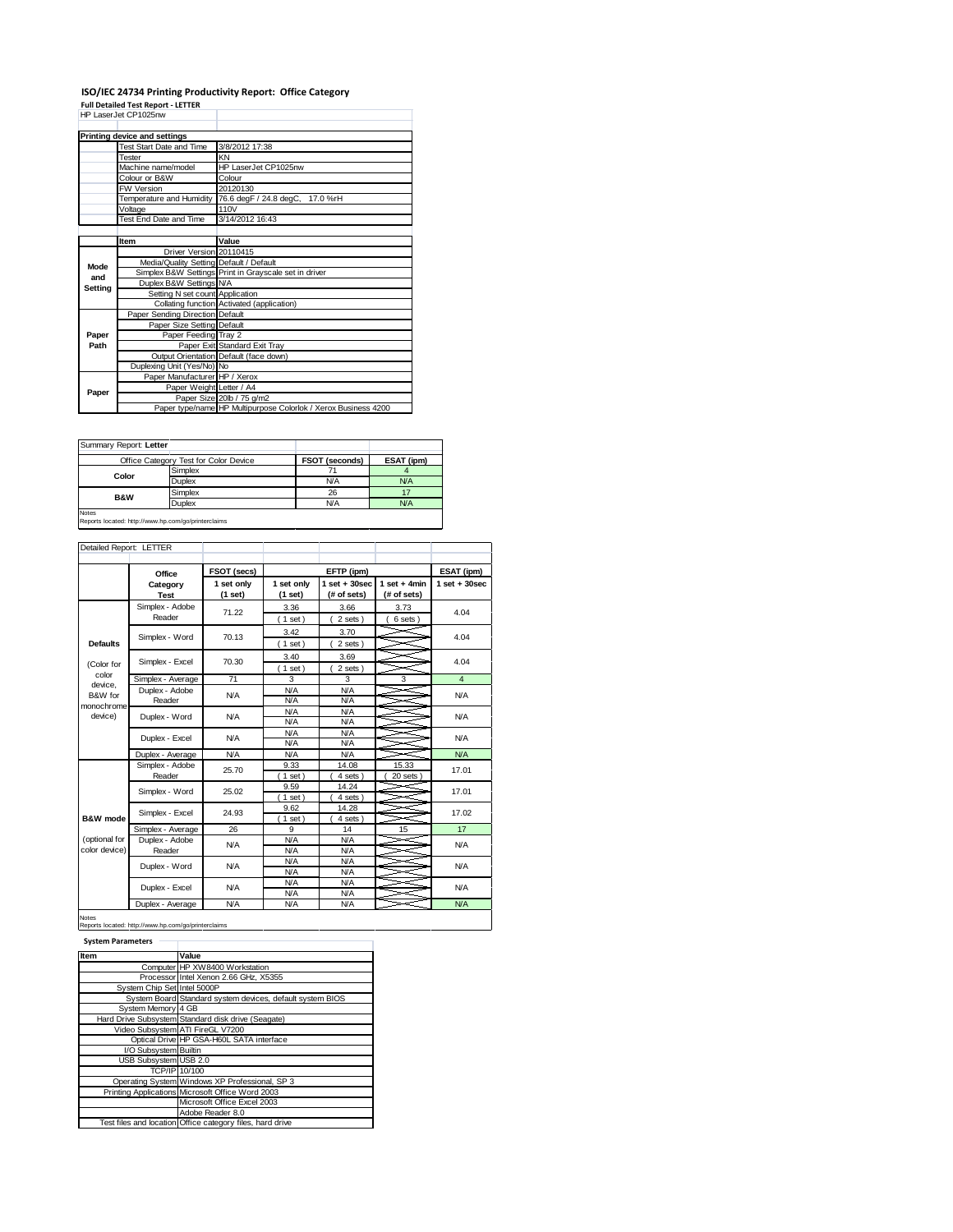# ISO/IEC 24734 Printing Productivity Report: Office Category

**Full Detailed Test Report - LETTER**

HP LaserJet CP1025nw

| Printing device and settings | |
|---|---|
| Test Start Date and Time | 3/8/2012 17:38 |
| Tester | KN |
| Machine name/model | HP LaserJet CP1025nw |
| Colour or B&W | Colour |
| FW Version | 20120130 |
| Temperature and Humidity | 76.6 degF / 24.8 degC, 17.0 %rH |
| Voltage | 110V |
| Test End Date and Time | 3/14/2012 16:43 |

| | Item | Value |
|---|---|---|
| Mode and Setting | Driver Version | 20110415 |
| | Media/Quality Setting | Default / Default |
| | Simplex B&W Settings | Print in Grayscale set in driver |
| | Duplex B&W Settings | N/A |
| | Setting N set count | Application |
| | Collating function | Activated (application) |
| Paper Path | Paper Sending Direction | Default |
| | Paper Size Setting | Default |
| | Paper Feeding | Tray 2 |
| | Paper Exit | Standard Exit Tray |
| | Output Orientation | Default (face down) |
| | Duplexing Unit (Yes/No) | No |
| Paper | Paper Manufacturer | HP / Xerox |
| | Paper Weight | Letter / A4 |
| | Paper Size | 20lb / 75 g/m2 |
| | Paper type/name | HP Multipurpose Colorlok / Xerox Business 4200 |

Summary Report: **Letter**

| Office Category Test for Color Device | | FSOT (seconds) | ESAT (ipm) |
|---|---|---|---|
| Color | Simplex | 71 | 4 |
| | Duplex | N/A | N/A |
| B&W | Simplex | 26 | 17 |
| | Duplex | N/A | N/A |

Notes
Reports located: http://www.hp.com/go/printerclaims

Detailed Report: LETTER

| | Office Category Test | FSOT (secs) 1 set only (1 set) | EFTP (ipm) 1 set only (1 set) | EFTP (ipm) 1 set + 30sec (# of sets) | EFTP (ipm) 1 set + 4min (# of sets) | ESAT (ipm) 1 set + 30sec |
|---|---|---|---|---|---|---|
| Defaults (Color for color device, B&W for monochrome device) | Simplex - Adobe Reader | 71.22 | 3.36 (1 set) | 3.66 (2 sets) | 3.73 (6 sets) | 4.04 |
| | Simplex - Word | 70.13 | 3.42 (1 set) | 3.70 (2 sets) | | 4.04 |
| | Simplex - Excel | 70.30 | 3.40 (1 set) | 3.69 (2 sets) | | 4.04 |
| | Simplex - Average | 71 | 3 | 3 | 3 | 4 |
| | Duplex - Adobe Reader | N/A | N/A / N/A | N/A / N/A | | N/A |
| | Duplex - Word | N/A | N/A / N/A | N/A / N/A | | N/A |
| | Duplex - Excel | N/A | N/A / N/A | N/A / N/A | | N/A |
| | Duplex - Average | N/A | N/A | N/A | | N/A |
| B&W mode (optional for color device) | Simplex - Adobe Reader | 25.70 | 9.33 (1 set) | 14.08 (4 sets) | 15.33 (20 sets) | 17.01 |
| | Simplex - Word | 25.02 | 9.59 (1 set) | 14.24 (4 sets) | | 17.01 |
| | Simplex - Excel | 24.93 | 9.62 (1 set) | 14.28 (4 sets) | | 17.02 |
| | Simplex - Average | 26 | 9 | 14 | 15 | 17 |
| | Duplex - Adobe Reader | N/A | N/A / N/A | N/A / N/A | | N/A |
| | Duplex - Word | N/A | N/A / N/A | N/A / N/A | | N/A |
| | Duplex - Excel | N/A | N/A / N/A | N/A / N/A | | N/A |
| | Duplex - Average | N/A | N/A | N/A | | N/A |

Notes
Reports located: http://www.hp.com/go/printerclaims

**System Parameters**

| Item | Value |
|---|---|
| Computer | HP XW8400 Workstation |
| Processor | Intel Xenon 2.66 GHz, X5355 |
| System Chip Set | Intel 5000P |
| System Board | Standard system devices, default system BIOS |
| System Memory | 4 GB |
| Hard Drive Subsystem | Standard disk drive (Seagate) |
| Video Subsystem | ATI FireGL V7200 |
| Optical Drive | HP GSA-H60L SATA interface |
| I/O Subsystem | Builtin |
| USB Subsystem | USB 2.0 |
| TCP/IP | 10/100 |
| Operating System | Windows XP Professional, SP 3 |
| Printing Applications | Microsoft Office Word 2003 |
| | Microsoft Office Excel 2003 |
| | Adobe Reader 8.0 |
| Test files and location | Office category files, hard drive |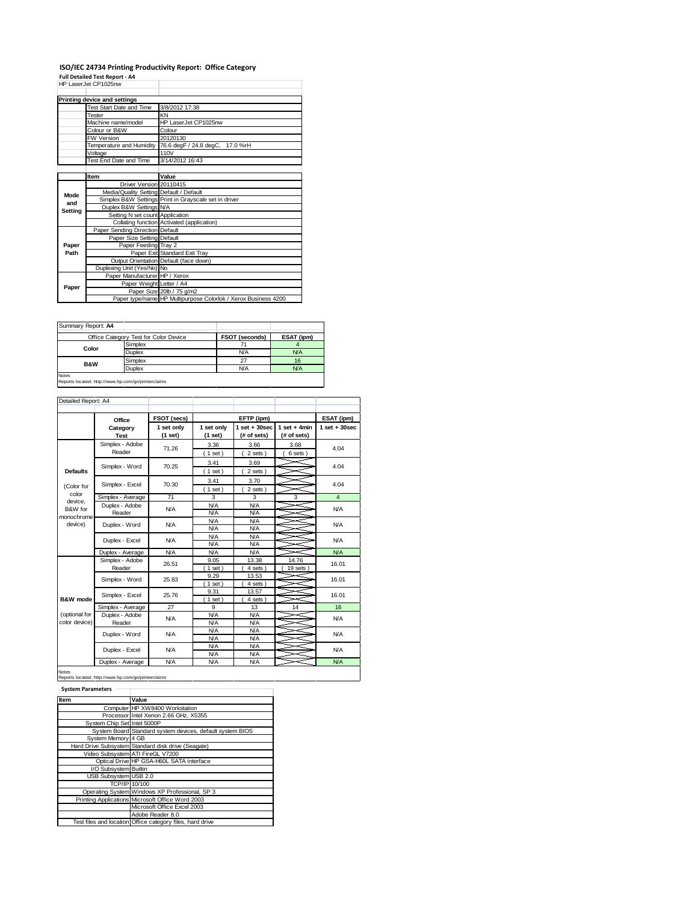## ISO/IEC 24734 Printing Productivity Report: Office Category

**Full Detailed Test Report - A4**

HP LaserJet CP1025nw

| Printing device and settings | |
|---|---|
| Test Start Date and Time | 3/8/2012 17:38 |
| Tester | KN |
| Machine name/model | HP LaserJet CP1025nw |
| Colour or B&W | Colour |
| FW Version | 20120130 |
| Temperature and Humidity | 76.6 degF / 24.8 degC, 17.0 %rH |
| Voltage | 110V |
| Test End Date and Time | 3/14/2012 16:43 |

| | Item | Value |
|---|---|---|
| Mode and Setting | Driver Version | 20110415 |
| | Media/Quality Setting | Default / Default |
| | Simplex B&W Settings | Print in Grayscale set in driver |
| | Duplex B&W Settings | N/A |
| | Setting N set count | Application |
| | Collating function | Activated (application) |
| Paper Path | Paper Sending Direction | Default |
| | Paper Size Setting | Default |
| | Paper Feeding | Tray 2 |
| | Paper Exit | Standard Exit Tray |
| | Output Orientation | Default (face down) |
| | Duplexing Unit (Yes/No) | No |
| Paper | Paper Manufacturer | HP / Xerox |
| | Paper Weight | Letter / A4 |
| | Paper Size | 20lb / 75 g/m2 |
| | Paper type/name | HP Multipurpose Colorlok / Xerox Business 4200 |

| Summary Report: A4 | | | |
|---|---|---|---|
| Office Category Test for Color Device | | FSOT (seconds) | ESAT (ipm) |
| Color | Simplex | 71 | 4 |
| | Duplex | N/A | N/A |
| B&W | Simplex | 27 | 16 |
| | Duplex | N/A | N/A |

Notes
Reports located: http://www.hp.com/go/printerclaims

| Detailed Report: A4 | | | | | | |
|---|---|---|---|---|---|---|
| | Office Category Test | FSOT (secs) | EFTP (ipm) | | | ESAT (ipm) |
| | | 1 set only (1 set) | 1 set only (1 set) | 1 set + 30sec (# of sets) | 1 set + 4min (# of sets) | 1 set + 30sec |
| Defaults (Color for color device, B&W for monochrome device) | Simplex - Adobe Reader | 71.26 | 3.36 (1 set) | 3.66 (2 sets) | 3.68 (6 sets) | 4.04 |
| | Simplex - Word | 70.25 | 3.41 (1 set) | 3.69 (2 sets) | | 4.04 |
| | Simplex - Excel | 70.30 | 3.41 (1 set) | 3.70 (2 sets) | | 4.04 |
| | Simplex - Average | 71 | 3 | 3 | 3 | 4 |
| | Duplex - Adobe Reader | N/A | N/A N/A | N/A N/A | | N/A |
| | Duplex - Word | N/A | N/A N/A | N/A N/A | | N/A |
| | Duplex - Excel | N/A | N/A N/A | N/A N/A | | N/A |
| | Duplex - Average | N/A | N/A | N/A | | N/A |
| B&W mode (optional for color device) | Simplex - Adobe Reader | 26.51 | 9.05 (1 set) | 13.38 (4 sets) | 14.76 (19 sets) | 16.01 |
| | Simplex - Word | 25.83 | 9.29 (1 set) | 13.53 (4 sets) | | 16.01 |
| | Simplex - Excel | 25.76 | 9.31 (1 set) | 13.57 (4 sets) | | 16.01 |
| | Simplex - Average | 27 | 9 | 13 | 14 | 16 |
| | Duplex - Adobe Reader | N/A | N/A N/A | N/A N/A | | N/A |
| | Duplex - Word | N/A | N/A N/A | N/A N/A | | N/A |
| | Duplex - Excel | N/A | N/A N/A | N/A N/A | | N/A |
| | Duplex - Average | N/A | N/A | N/A | | N/A |

Notes
Reports located: http://www.hp.com/go/printerclaims

**System Parameters**

| Item | Value |
|---|---|
| Computer | HP XW8400 Workstation |
| Processor | Intel Xenon 2.66 GHz, X5355 |
| System Chip Set | Intel 5000P |
| System Board | Standard system devices, default system BIOS |
| System Memory | 4 GB |
| Hard Drive Subsystem | Standard disk drive (Seagate) |
| Video Subsystem | ATI FireGL V7200 |
| Optical Drive | HP GSA-H60L SATA interface |
| I/O Subsystem | Builtin |
| USB Subsystem | USB 2.0 |
| TCP/IP | 10/100 |
| Operating System | Windows XP Professional, SP 3 |
| Printing Applications | Microsoft Office Word 2003 |
| | Microsoft Office Excel 2003 |
| | Adobe Reader 8.0 |
| Test files and location | Office category files, hard drive |